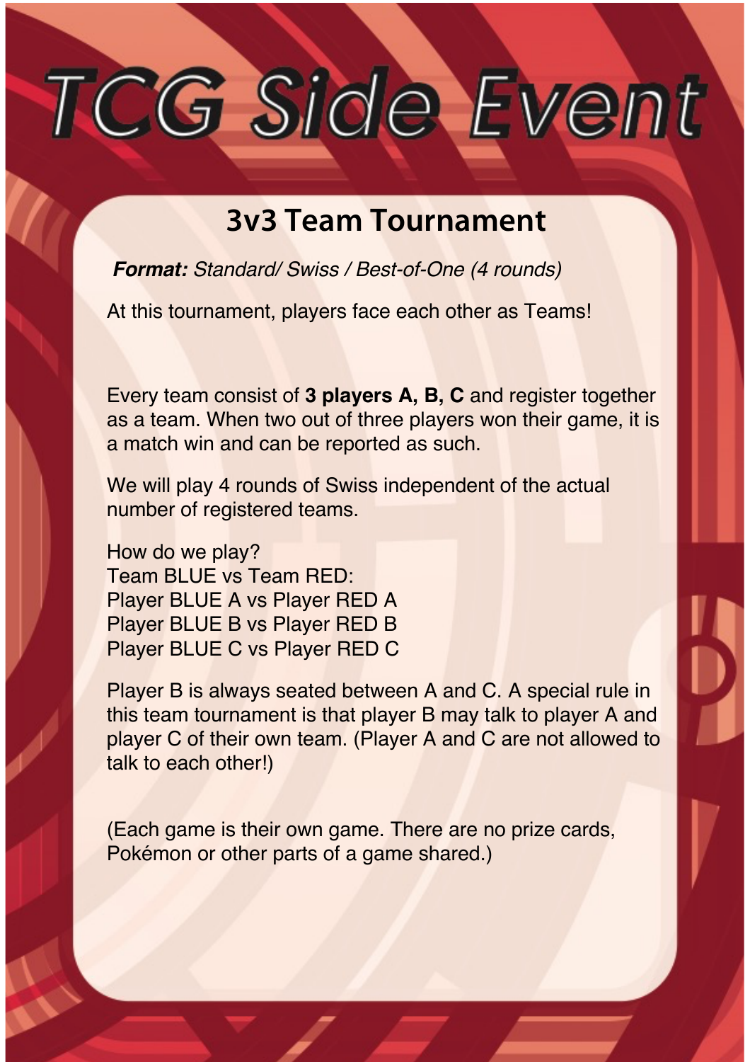# TCG Side Event

## 3v3 Team Tournament

***Format:*** *Standard/ Swiss / Best-of-One (4 rounds)*

At this tournament, players face each other as Teams!

Every team consist of **3 players A, B, C** and register together as a team. When two out of three players won their game, it is a match win and can be reported as such.

We will play 4 rounds of Swiss independent of the actual number of registered teams.

How do we play?
Team BLUE vs Team RED:
Player BLUE A vs Player RED A
Player BLUE B vs Player RED B
Player BLUE C vs Player RED C

Player B is always seated between A and C. A special rule in this team tournament is that player B may talk to player A and player C of their own team. (Player A and C are not allowed to talk to each other!)

(Each game is their own game. There are no prize cards, Pokémon or other parts of a game shared.)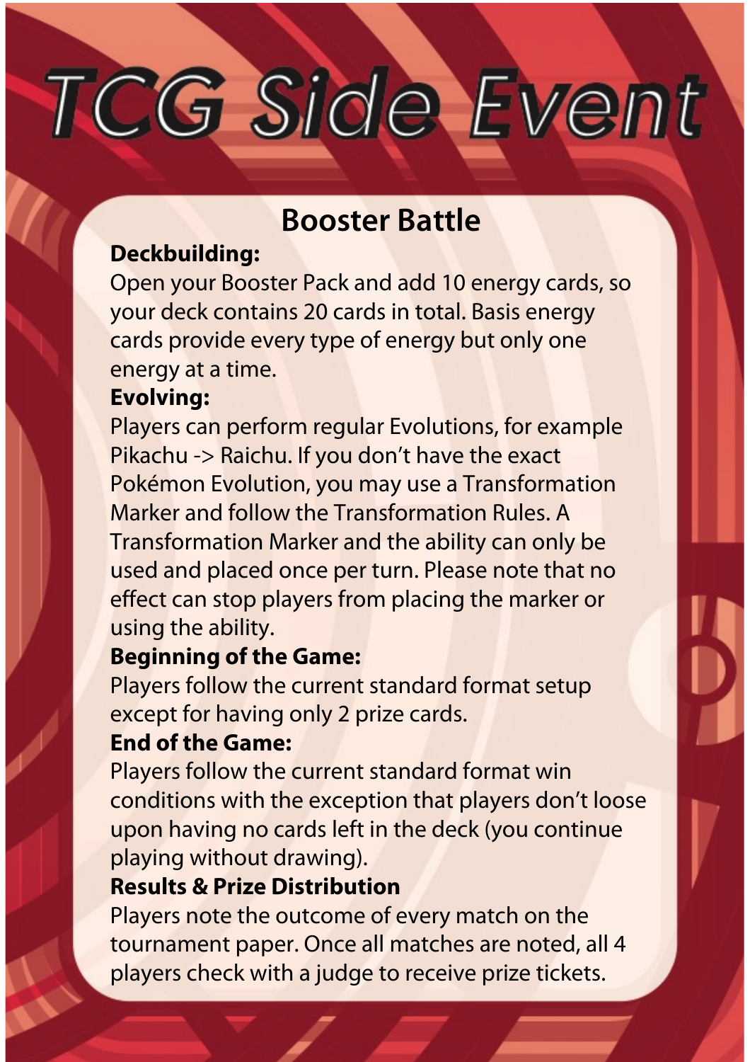# TCG Side Event

## Booster Battle

**Deckbuilding:**
Open your Booster Pack and add 10 energy cards, so your deck contains 20 cards in total. Basis energy cards provide every type of energy but only one energy at a time.

**Evolving:**
Players can perform regular Evolutions, for example Pikachu -> Raichu. If you don't have the exact Pokémon Evolution, you may use a Transformation Marker and follow the Transformation Rules. A Transformation Marker and the ability can only be used and placed once per turn. Please note that no effect can stop players from placing the marker or using the ability.

**Beginning of the Game:**
Players follow the current standard format setup except for having only 2 prize cards.

**End of the Game:**
Players follow the current standard format win conditions with the exception that players don't loose upon having no cards left in the deck (you continue playing without drawing).

**Results & Prize Distribution**
Players note the outcome of every match on the tournament paper. Once all matches are noted, all 4 players check with a judge to receive prize tickets.